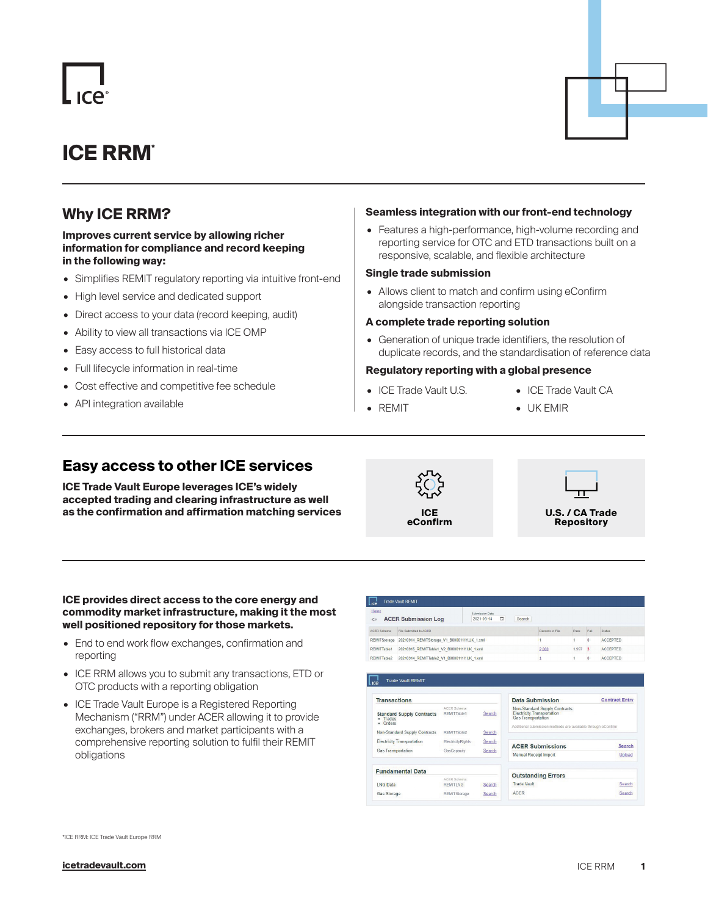# ICE RRM*

## Why ICE RRM?

**Improves current service by allowing richer information for compliance and record keeping in the following way:**

- Simplifies REMIT regulatory reporting via intuitive front-end
- High level service and dedicated support
- Direct access to your data (record keeping, audit)
- Ability to view all transactions via ICE OMP
- Easy access to full historical data
- Full lifecycle information in real-time
- Cost effective and competitive fee schedule
- API integration available

### Seamless integration with our front-end technology

- Features a high-performance, high-volume recording and reporting service for OTC and ETD transactions built on a responsive, scalable, and flexible architecture

### Single trade submission

- Allows client to match and confirm using eConfirm alongside transaction reporting

### A complete trade reporting solution

- Generation of unique trade identifiers, the resolution of duplicate records, and the standardisation of reference data

### Regulatory reporting with a global presence

- ICE Trade Vault U.S.
- REMIT
- ICE Trade Vault CA
- UK EMIR

## Easy access to other ICE services

**ICE Trade Vault Europe leverages ICE's widely accepted trading and clearing infrastructure as well as the confirmation and affirmation matching services**

**ICE eConfirm**

**U.S. / CA Trade Repository**

**ICE provides direct access to the core energy and commodity market infrastructure, making it the most well positioned repository for those markets.**

- End to end work flow exchanges, confirmation and reporting
- ICE RRM allows you to submit any transactions, ETD or OTC products with a reporting obligation
- ICE Trade Vault Europe is a Registered Reporting Mechanism ("RRM") under ACER allowing it to provide exchanges, brokers and market participants with a comprehensive reporting solution to fulfil their REMIT obligations

*ICE RRM: ICE Trade Vault Europe RRM

icetradevault.com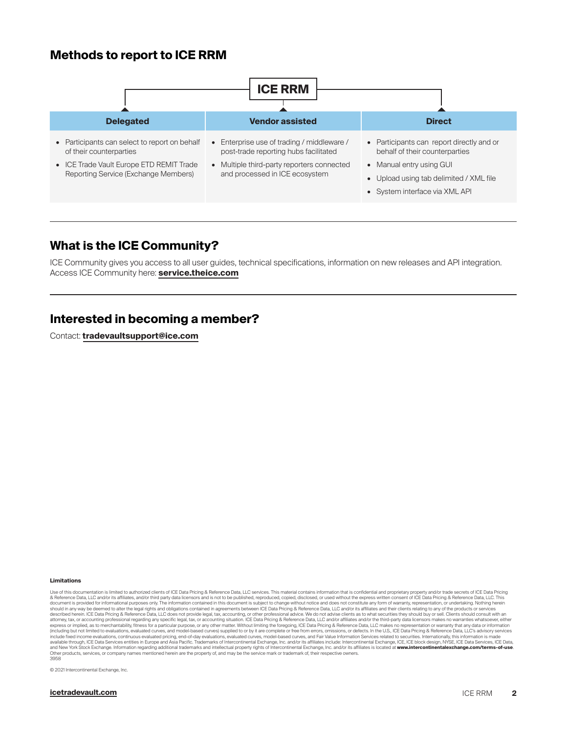## Methods to report to ICE RRM

ICE RRM

| Delegated | Vendor assisted | Direct |
|---|---|---|
| • Participants can select to report on behalf of their counterparties<br>• ICE Trade Vault Europe ETD REMIT Trade Reporting Service (Exchange Members) | • Enterprise use of trading / middleware / post-trade reporting hubs facilitated<br>• Multiple third-party reporters connected and processed in ICE ecosystem | • Participants can report directly and or behalf of their counterparties<br>• Manual entry using GUI<br>• Upload using tab delimited / XML file<br>• System interface via XML API |

---

## What is the ICE Community?

ICE Community gives you access to all user guides, technical specifications, information on new releases and API integration. Access ICE Community here: **service.theice.com**

---

## Interested in becoming a member?

Contact: **tradevaultsupport@ice.com**

**Limitations**

Use of this documentation is limited to authorized clients of ICE Data Pricing & Reference Data, LLC services. This material contains information that is confidential and proprietary property and/or trade secrets of ICE Data Pricing & Reference Data, LLC and/or its affiliates, and/or third party data licensors and is not to be published, reproduced, copied, disclosed, or used without the express written consent of ICE Data Pricing & Reference Data, LLC. This document is provided for informational purposes only. The information contained in this document is subject to change without notice and does not constitute any form of warranty, representation, or undertaking. Nothing herein should in any way be deemed to alter the legal rights and obligations contained in agreements between ICE Data Pricing & Reference Data, LLC and/or its affiliates and their clients relating to any of the products or services described herein. ICE Data Pricing & Reference Data, LLC does not provide legal, tax, accounting, or other professional advice. We do not advise clients as to what securities they should buy or sell. Clients should consult with an attorney, tax, or accounting professional regarding any specific legal, tax, or accounting situation. ICE Data Pricing & Reference Data, LLC and/or affiliates and/or the third-party data licensors makes no warranties whatsoever, either express or implied, as to merchantability, fitness for a particular purpose, or any other matter. Without limiting the foregoing, ICE Data Pricing & Reference Data, LLC makes no representation or warranty that any data or information (including but not limited to evaluations, evaluated curves, and model-based curves) supplied to or by it are complete or free from errors, omissions, or defects. In the U.S., ICE Data Pricing & Reference Data, LLC's advisory services include fixed income evaluations, continuous evaluated pricing, end-of-day evaluations, evaluated curves, model-based curves, and Fair Value Information Services related to securities. Internationally, this information is made available through, ICE Data Services entities in Europe and Asia Pacific. Trademarks of Intercontinental Exchange, Inc. and/or its affiliates include: Intercontinental Exchange, ICE, ICE block design, NYSE, ICE Data Services, ICE Data, and New York Stock Exchange. Information regarding additional trademarks and intellectual property rights of Intercontinental Exchange, Inc. and/or its affiliates is located at **www.intercontinentalexchange.com/terms-of-use**. Other products, services, or company names mentioned herein are the property of, and may be the service mark or trademark of, their respective owners.
3958

© 2021 Intercontinental Exchange, Inc.

**icetradevault.com**